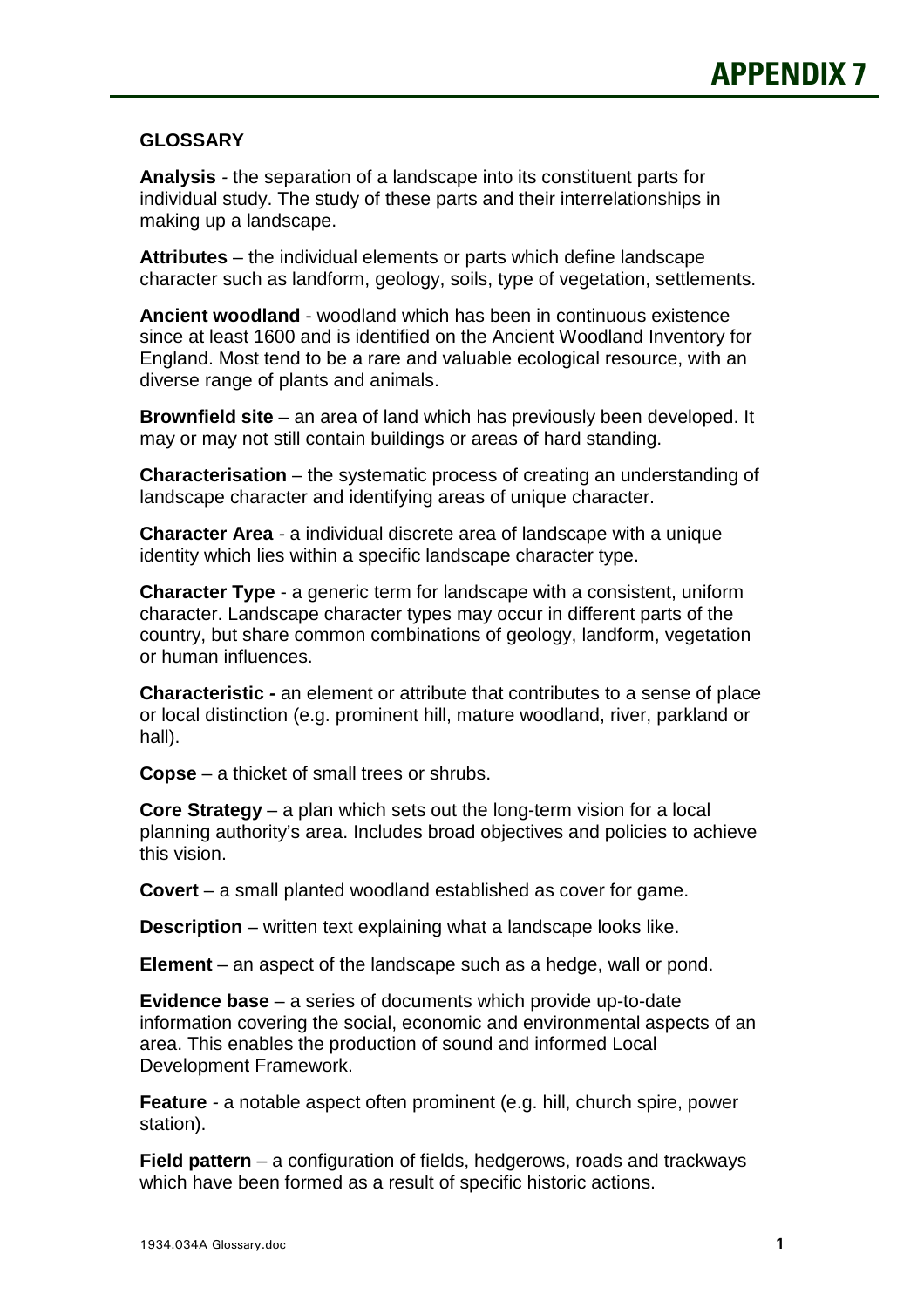# APPENDIX 7

## GLOSSARY

**Analysis** - the separation of a landscape into its constituent parts for individual study. The study of these parts and their interrelationships in making up a landscape.

**Attributes** – the individual elements or parts which define landscape character such as landform, geology, soils, type of vegetation, settlements.

**Ancient woodland** - woodland which has been in continuous existence since at least 1600 and is identified on the Ancient Woodland Inventory for England. Most tend to be a rare and valuable ecological resource, with an diverse range of plants and animals.

**Brownfield site** – an area of land which has previously been developed. It may or may not still contain buildings or areas of hard standing.

**Characterisation** – the systematic process of creating an understanding of landscape character and identifying areas of unique character.

**Character Area** - a individual discrete area of landscape with a unique identity which lies within a specific landscape character type.

**Character Type** - a generic term for landscape with a consistent, uniform character. Landscape character types may occur in different parts of the country, but share common combinations of geology, landform, vegetation or human influences.

**Characteristic -** an element or attribute that contributes to a sense of place or local distinction (e.g. prominent hill, mature woodland, river, parkland or hall).

**Copse** – a thicket of small trees or shrubs.

**Core Strategy** – a plan which sets out the long-term vision for a local planning authority's area. Includes broad objectives and policies to achieve this vision.

**Covert** – a small planted woodland established as cover for game.

**Description** – written text explaining what a landscape looks like.

**Element** – an aspect of the landscape such as a hedge, wall or pond.

**Evidence base** – a series of documents which provide up-to-date information covering the social, economic and environmental aspects of an area. This enables the production of sound and informed Local Development Framework.

**Feature** - a notable aspect often prominent (e.g. hill, church spire, power station).

**Field pattern** – a configuration of fields, hedgerows, roads and trackways which have been formed as a result of specific historic actions.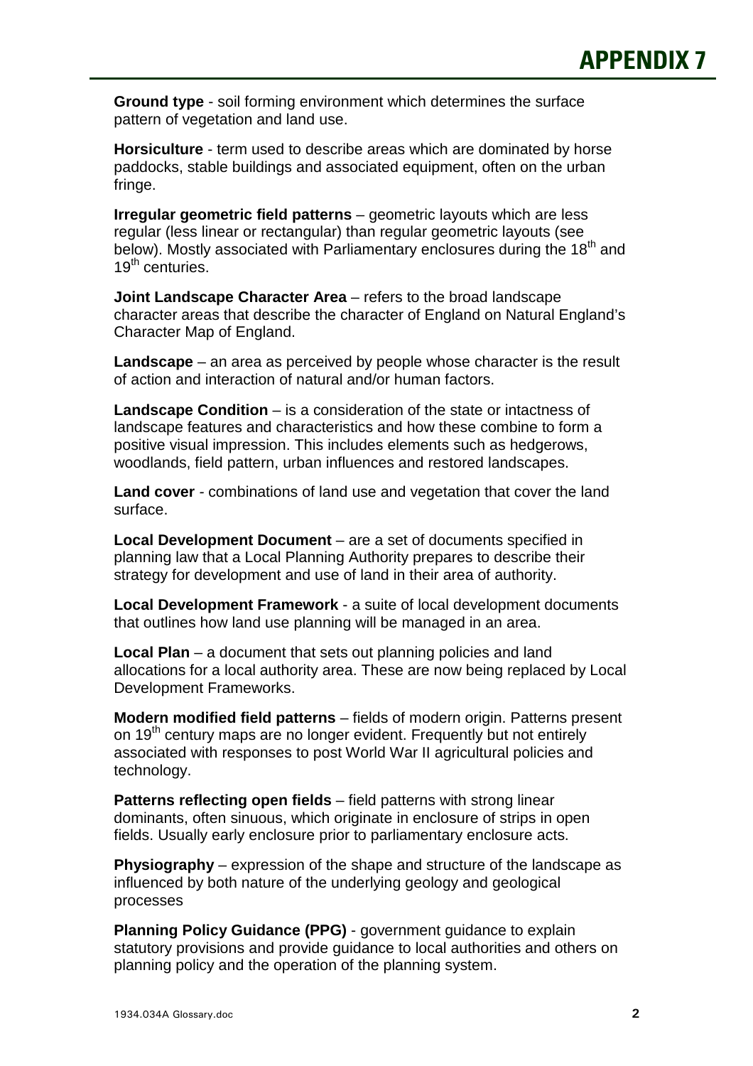**Ground type** - soil forming environment which determines the surface pattern of vegetation and land use.

**Horsiculture** - term used to describe areas which are dominated by horse paddocks, stable buildings and associated equipment, often on the urban fringe.

**Irregular geometric field patterns** – geometric layouts which are less regular (less linear or rectangular) than regular geometric layouts (see below). Mostly associated with Parliamentary enclosures during the 18th and 19th centuries.

**Joint Landscape Character Area** – refers to the broad landscape character areas that describe the character of England on Natural England's Character Map of England.

**Landscape** – an area as perceived by people whose character is the result of action and interaction of natural and/or human factors.

**Landscape Condition** – is a consideration of the state or intactness of landscape features and characteristics and how these combine to form a positive visual impression. This includes elements such as hedgerows, woodlands, field pattern, urban influences and restored landscapes.

**Land cover** - combinations of land use and vegetation that cover the land surface.

**Local Development Document** – are a set of documents specified in planning law that a Local Planning Authority prepares to describe their strategy for development and use of land in their area of authority.

**Local Development Framework** - a suite of local development documents that outlines how land use planning will be managed in an area.

**Local Plan** – a document that sets out planning policies and land allocations for a local authority area. These are now being replaced by Local Development Frameworks.

**Modern modified field patterns** – fields of modern origin. Patterns present on 19th century maps are no longer evident. Frequently but not entirely associated with responses to post World War II agricultural policies and technology.

**Patterns reflecting open fields** – field patterns with strong linear dominants, often sinuous, which originate in enclosure of strips in open fields. Usually early enclosure prior to parliamentary enclosure acts.

**Physiography** – expression of the shape and structure of the landscape as influenced by both nature of the underlying geology and geological processes

**Planning Policy Guidance (PPG)** - government guidance to explain statutory provisions and provide guidance to local authorities and others on planning policy and the operation of the planning system.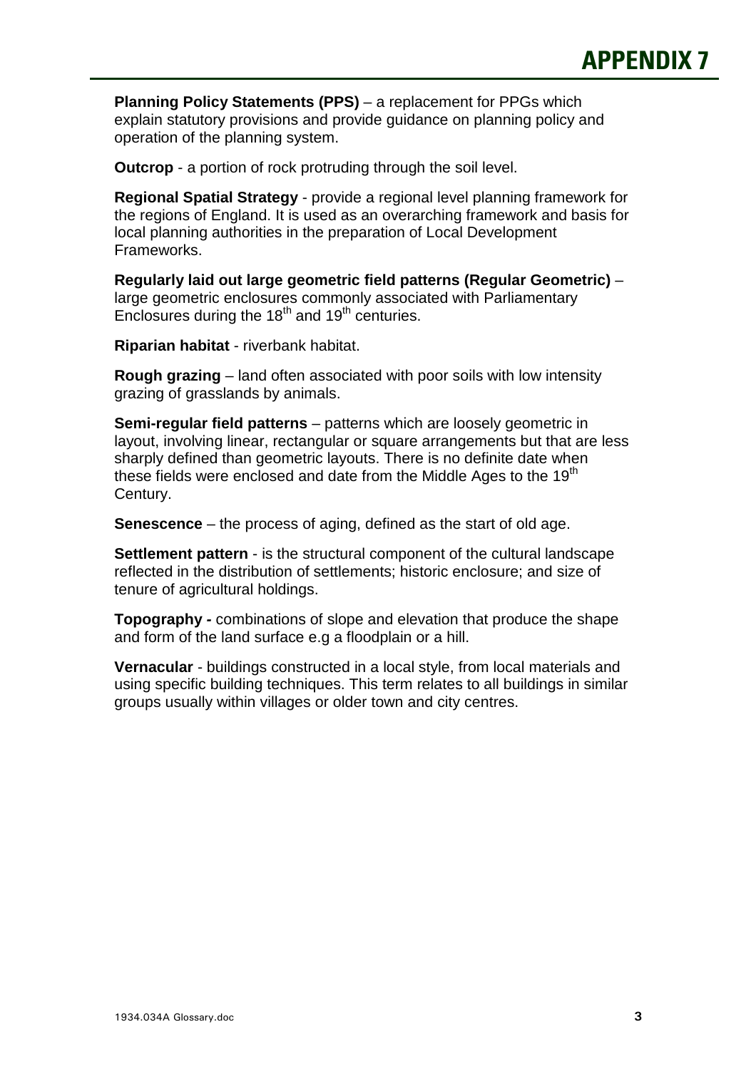**Planning Policy Statements (PPS)** – a replacement for PPGs which explain statutory provisions and provide guidance on planning policy and operation of the planning system.

**Outcrop** - a portion of rock protruding through the soil level.

**Regional Spatial Strategy** - provide a regional level planning framework for the regions of England. It is used as an overarching framework and basis for local planning authorities in the preparation of Local Development Frameworks.

**Regularly laid out large geometric field patterns (Regular Geometric)** – large geometric enclosures commonly associated with Parliamentary Enclosures during the 18th and 19th centuries.

**Riparian habitat** - riverbank habitat.

**Rough grazing** – land often associated with poor soils with low intensity grazing of grasslands by animals.

**Semi-regular field patterns** – patterns which are loosely geometric in layout, involving linear, rectangular or square arrangements but that are less sharply defined than geometric layouts. There is no definite date when these fields were enclosed and date from the Middle Ages to the 19th Century.

**Senescence** – the process of aging, defined as the start of old age.

**Settlement pattern** - is the structural component of the cultural landscape reflected in the distribution of settlements; historic enclosure; and size of tenure of agricultural holdings.

**Topography -** combinations of slope and elevation that produce the shape and form of the land surface e.g a floodplain or a hill.

**Vernacular** - buildings constructed in a local style, from local materials and using specific building techniques. This term relates to all buildings in similar groups usually within villages or older town and city centres.